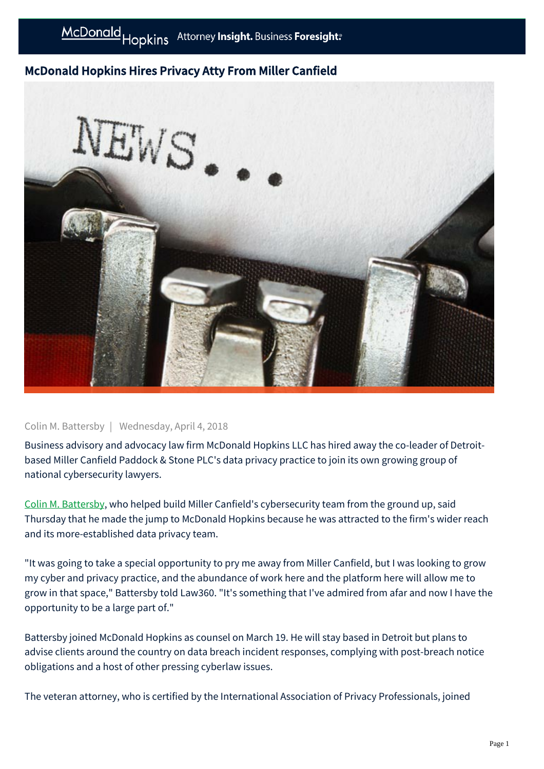# McDonald Hopkins Hires Privacy Atty From Miller Canfield

Colin M. Battersby | Wednesday, April 4, 2018

Business advisory and advocacy law firm McDonald Hopkins LLC has hired away the co-leader of Detroit-based Miller Canfield Paddock & Stone PLC's data privacy practice to join its own growing group of national cybersecurity lawyers.

Colin M. Battersby, who helped build Miller Canfield's cybersecurity team from the ground up, said Thursday that he made the jump to McDonald Hopkins because he was attracted to the firm's wider reach and its more-established data privacy team.

"It was going to take a special opportunity to pry me away from Miller Canfield, but I was looking to grow my cyber and privacy practice, and the abundance of work here and the platform here will allow me to grow in that space," Battersby told Law360. "It's something that I've admired from afar and now I have the opportunity to be a large part of."

Battersby joined McDonald Hopkins as counsel on March 19. He will stay based in Detroit but plans to advise clients around the country on data breach incident responses, complying with post-breach notice obligations and a host of other pressing cyberlaw issues.

The veteran attorney, who is certified by the International Association of Privacy Professionals, joined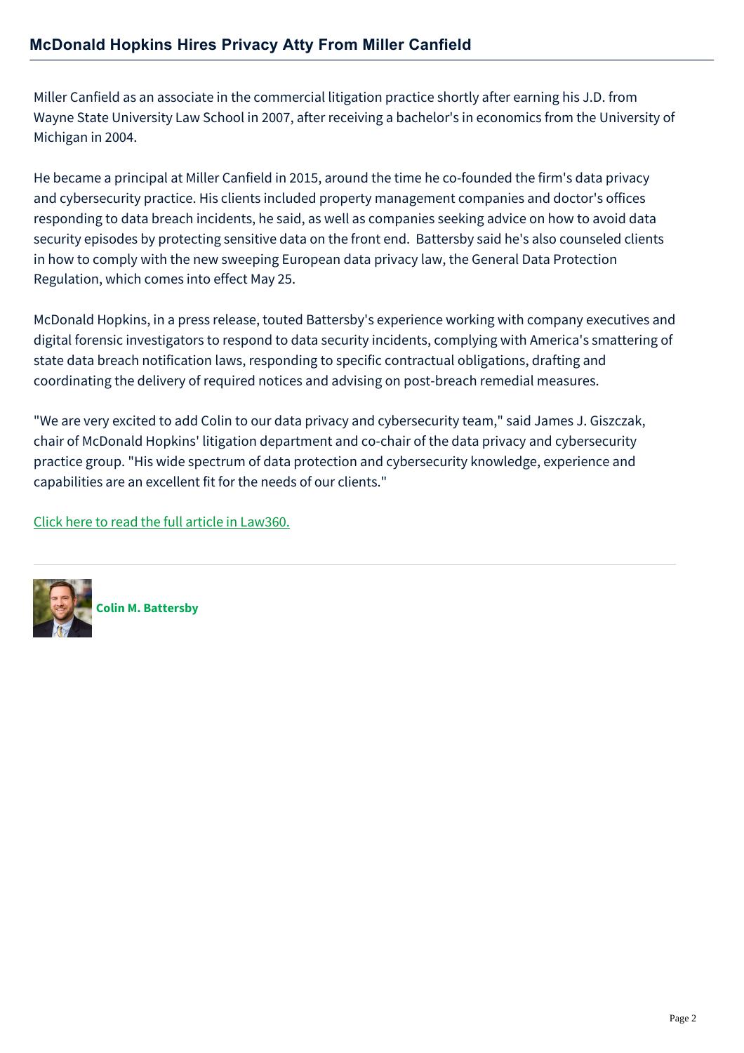Miller Canfield as an associate in the commercial litigation practice shortly after earning his J.D. from Wayne State University Law School in 2007, after receiving a bachelor's in economics from the University of Michigan in 2004.

He became a principal at Miller Canfield in 2015, around the time he co-founded the firm's data privacy and cybersecurity practice. His clients included property management companies and doctor's offices responding to data breach incidents, he said, as well as companies seeking advice on how to avoid data security episodes by protecting sensitive data on the front end. Battersby said he's also counseled clients in how to comply with the new sweeping European data privacy law, the General Data Protection Regulation, which comes into effect May 25.

McDonald Hopkins, in a press release, touted Battersby's experience working with company executives and digital forensic investigators to respond to data security incidents, complying with America's smattering of state data breach notification laws, responding to specific contractual obligations, drafting and coordinating the delivery of required notices and advising on post-breach remedial measures.

"We are very excited to add Colin to our data privacy and cybersecurity team," said James J. Giszczak, chair of McDonald Hopkins' litigation department and co-chair of the data privacy and cybersecurity practice group. "His wide spectrum of data protection and cybersecurity knowledge, experience and capabilities are an excellent fit for the needs of our clients."

[Click here to read the full article in Law360.]

---

**Colin M. Battersby**